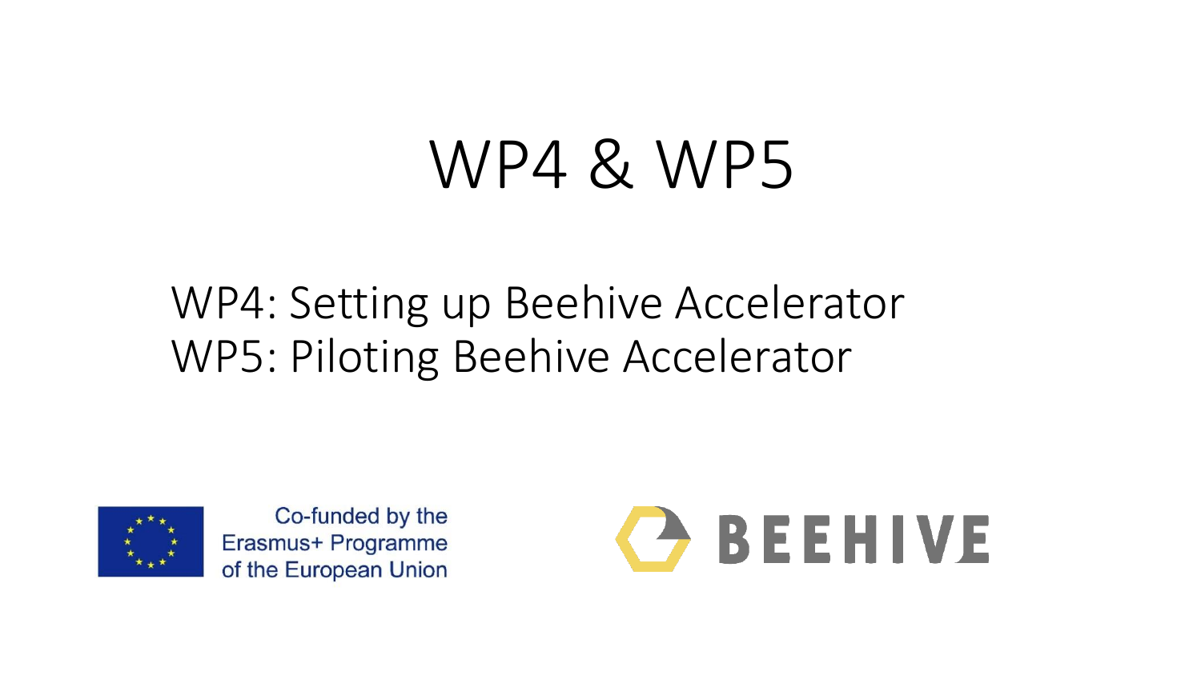# WP4 & WP5

WP4: Setting up Beehive Accelerator
WP5: Piloting Beehive Accelerator

Co-funded by the Erasmus+ Programme of the European Union

BEEHIVE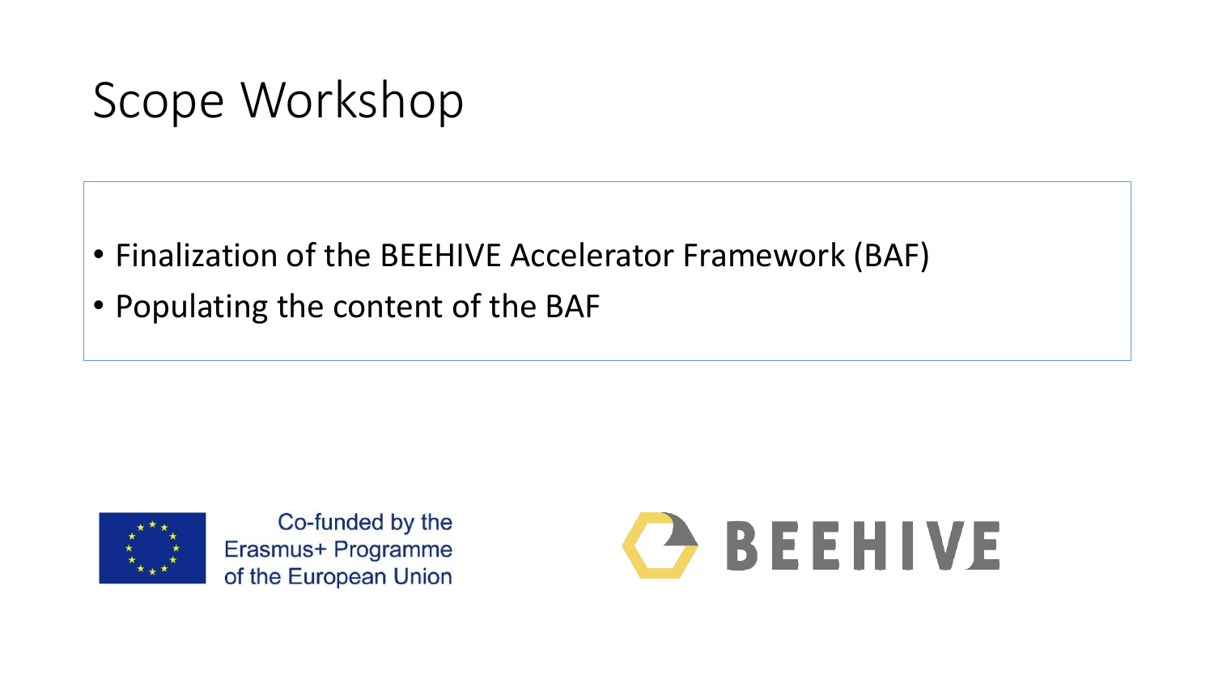# Scope Workshop

- Finalization of the BEEHIVE Accelerator Framework (BAF)
- Populating the content of the BAF

Co-funded by the Erasmus+ Programme of the European Union

BEEHIVE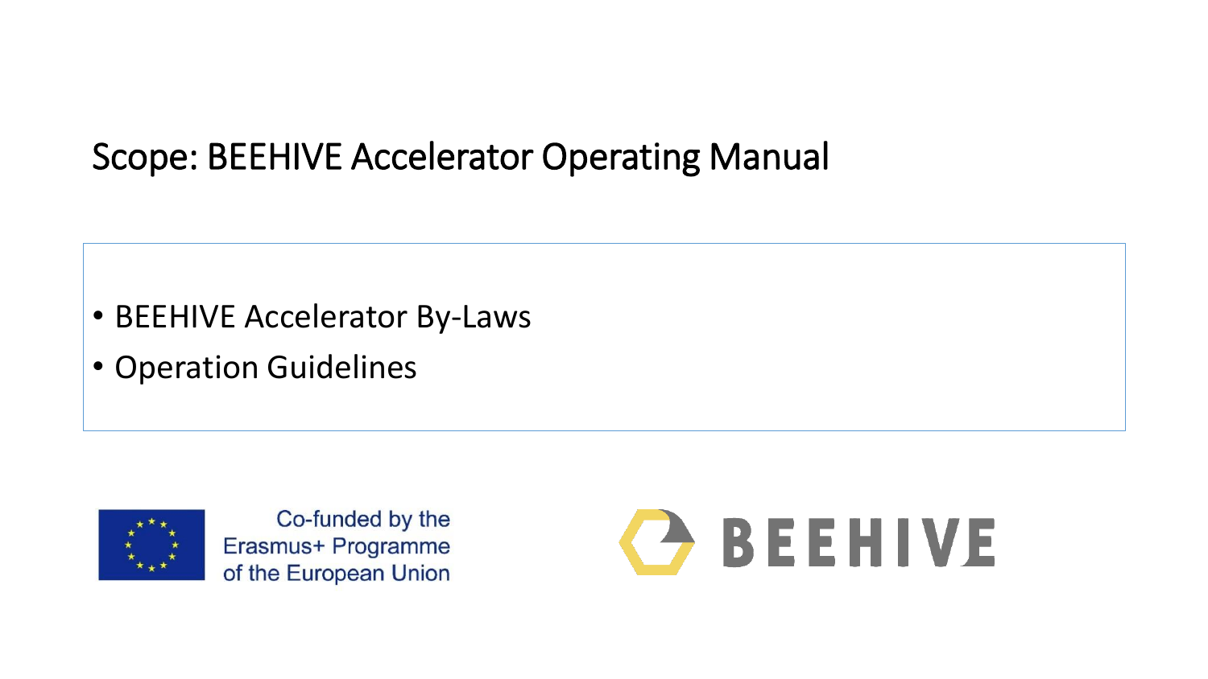# Scope: BEEHIVE Accelerator Operating Manual

- BEEHIVE Accelerator By-Laws
- Operation Guidelines

Co-funded by the Erasmus+ Programme of the European Union

BEEHIVE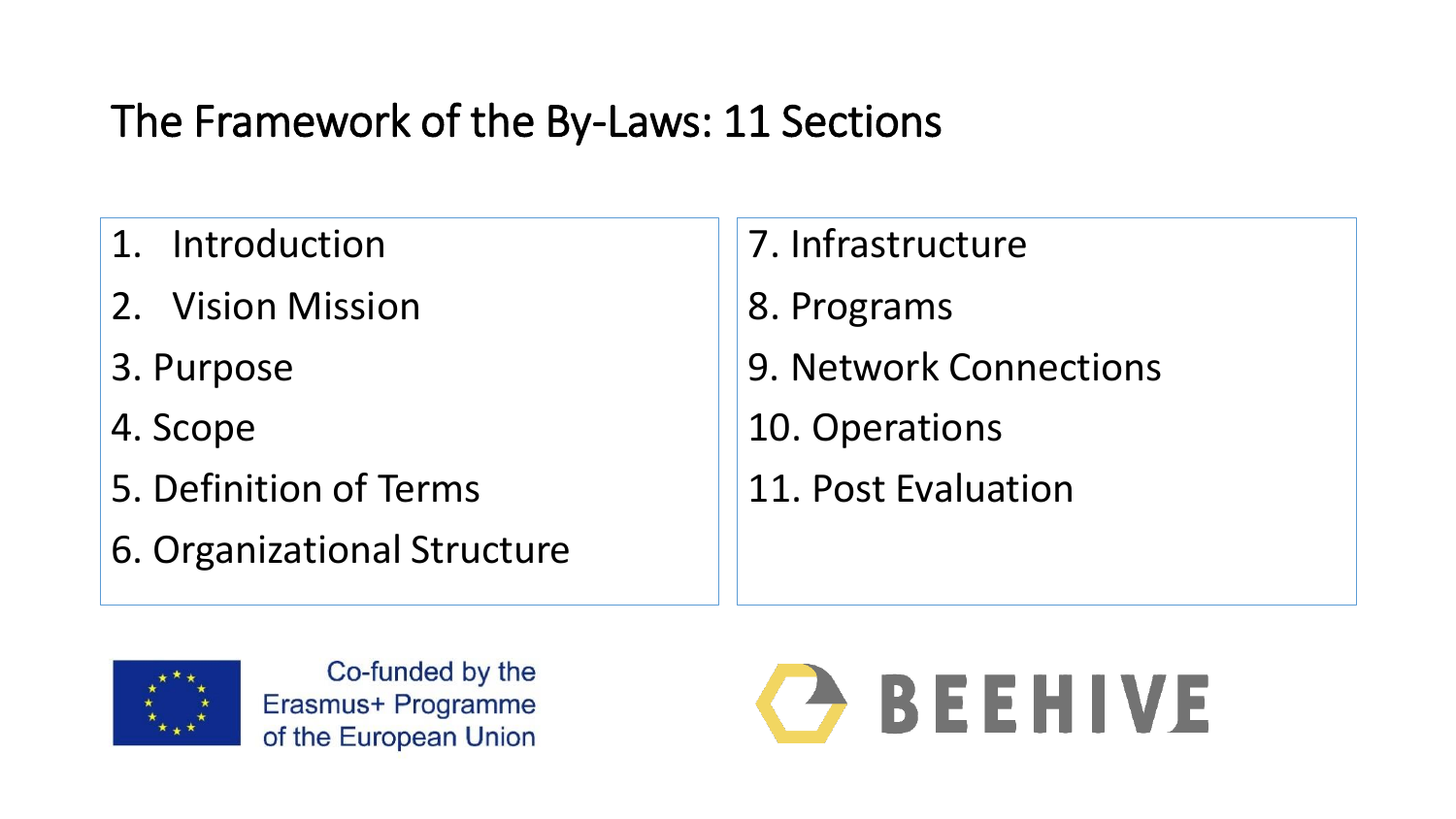# The Framework of the By-Laws: 11 Sections

1. Introduction
2. Vision Mission
3. Purpose
4. Scope
5. Definition of Terms
6. Organizational Structure
7. Infrastructure
8. Programs
9. Network Connections
10. Operations
11. Post Evaluation

Co-funded by the Erasmus+ Programme of the European Union

BEEHIVE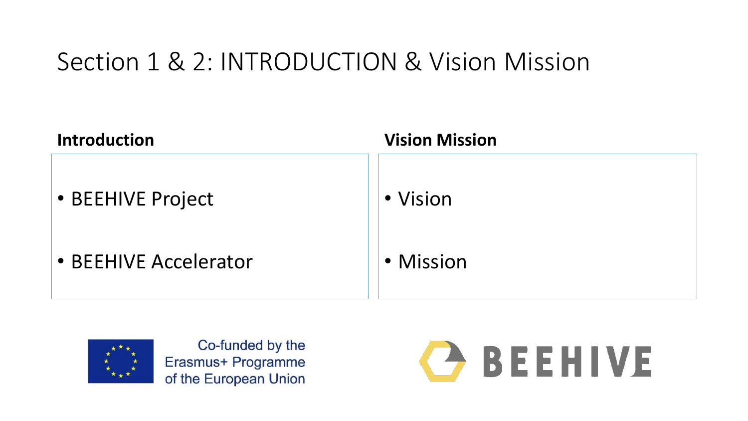# Section 1 & 2: INTRODUCTION & Vision Mission

**Introduction**

- BEEHIVE Project
- BEEHIVE Accelerator

**Vision Mission**

- Vision
- Mission

Co-funded by the Erasmus+ Programme of the European Union

BEEHIVE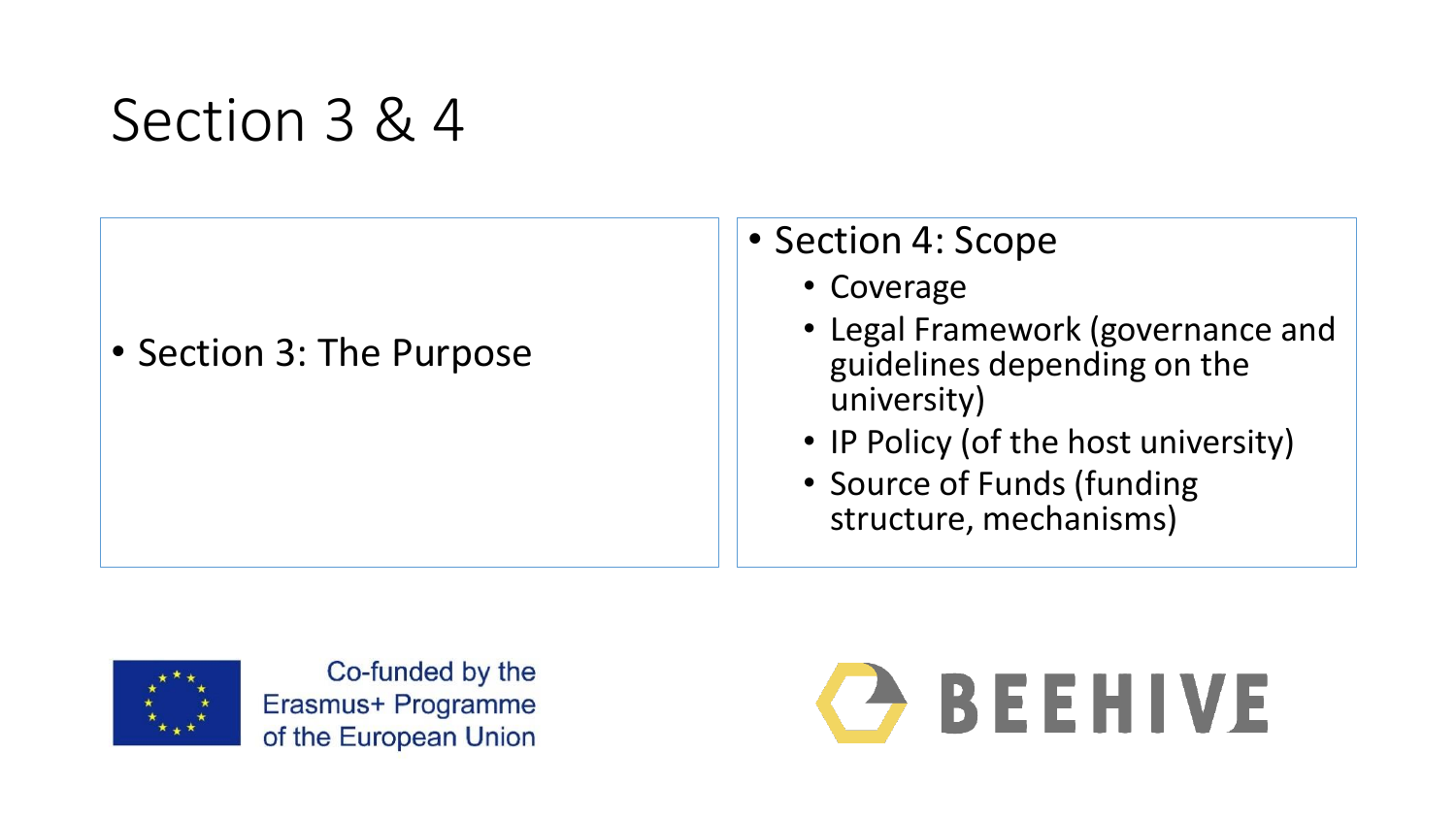# Section 3 & 4

- Section 3: The Purpose

- Section 4: Scope
  - Coverage
  - Legal Framework (governance and guidelines depending on the university)
  - IP Policy (of the host university)
  - Source of Funds (funding structure, mechanisms)

Co-funded by the Erasmus+ Programme of the European Union

BEEHIVE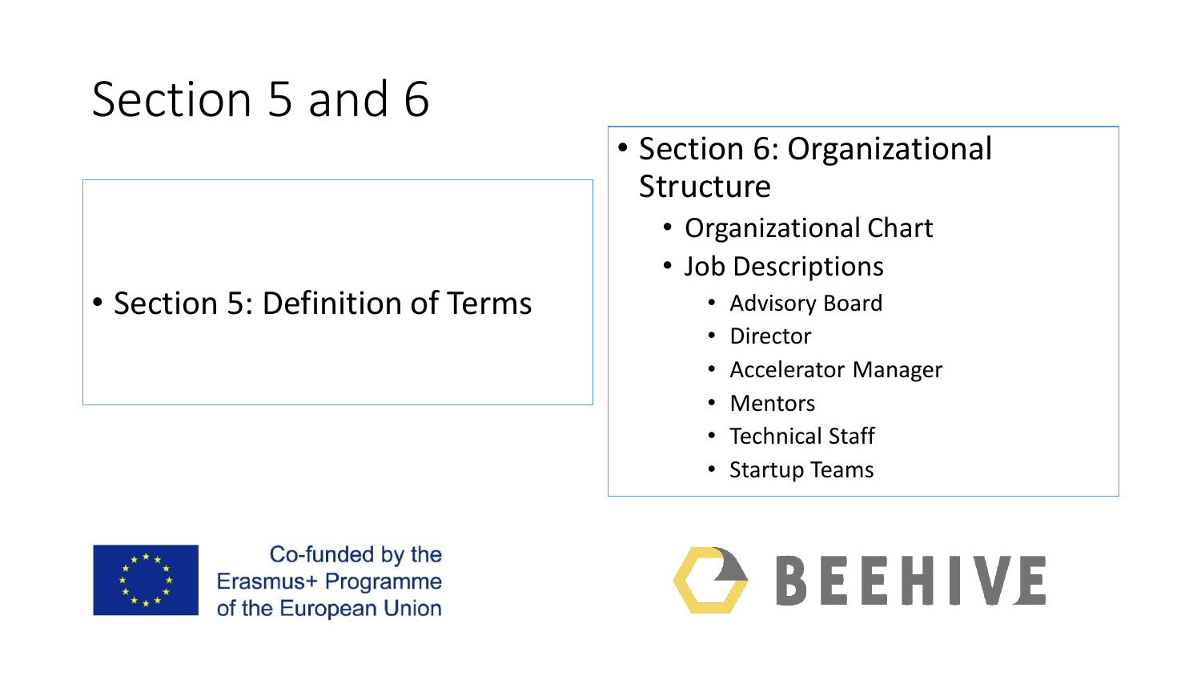# Section 5 and 6

- Section 5: Definition of Terms

- Section 6: Organizational Structure
  - Organizational Chart
  - Job Descriptions
    - Advisory Board
    - Director
    - Accelerator Manager
    - Mentors
    - Technical Staff
    - Startup Teams

Co-funded by the Erasmus+ Programme of the European Union

BEEHIVE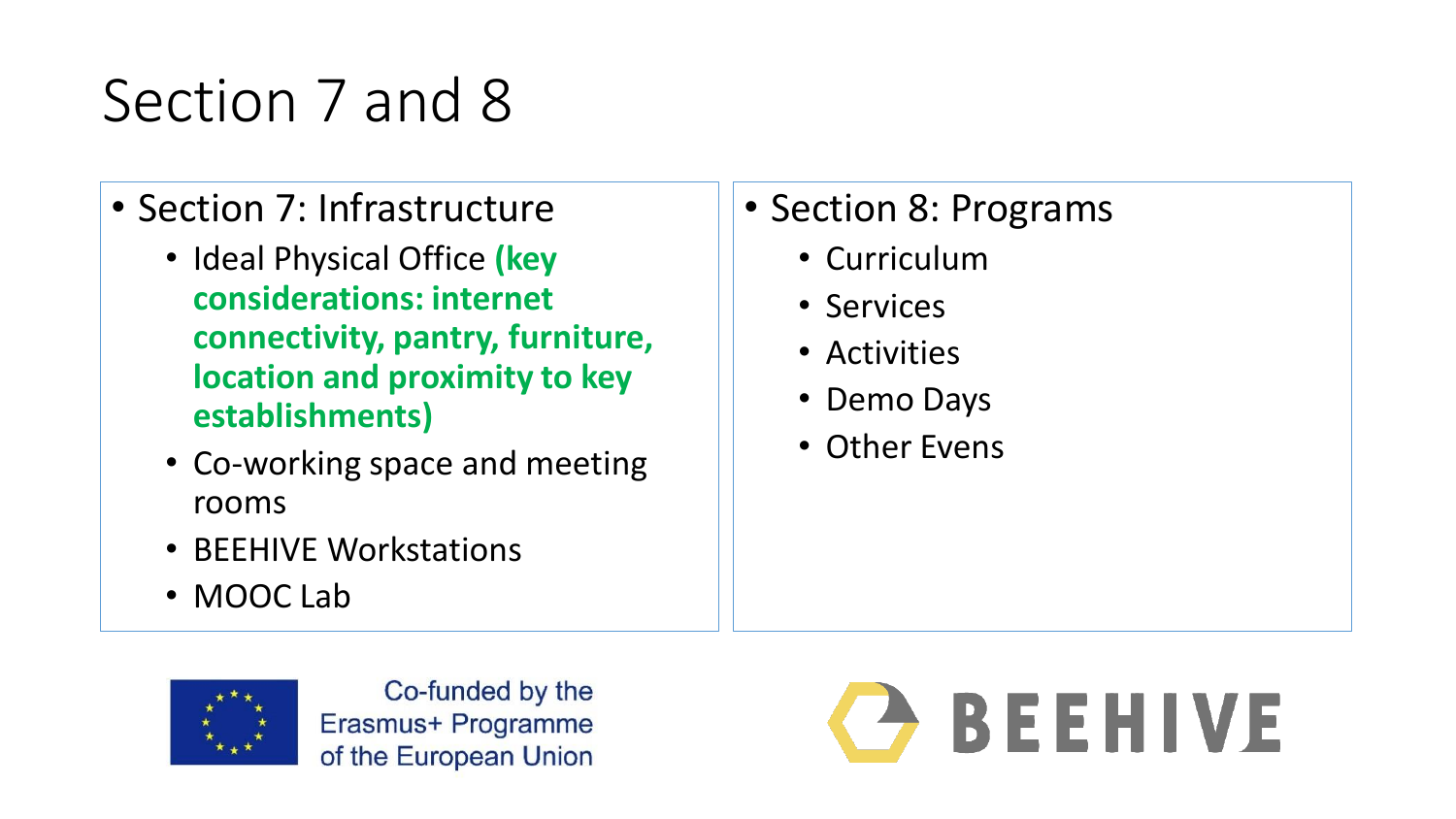# Section 7 and 8

- Section 7: Infrastructure
  - Ideal Physical Office **(key considerations: internet connectivity, pantry, furniture, location and proximity to key establishments)**
  - Co-working space and meeting rooms
  - BEEHIVE Workstations
  - MOOC Lab

- Section 8: Programs
  - Curriculum
  - Services
  - Activities
  - Demo Days
  - Other Evens

Co-funded by the Erasmus+ Programme of the European Union

BEEHIVE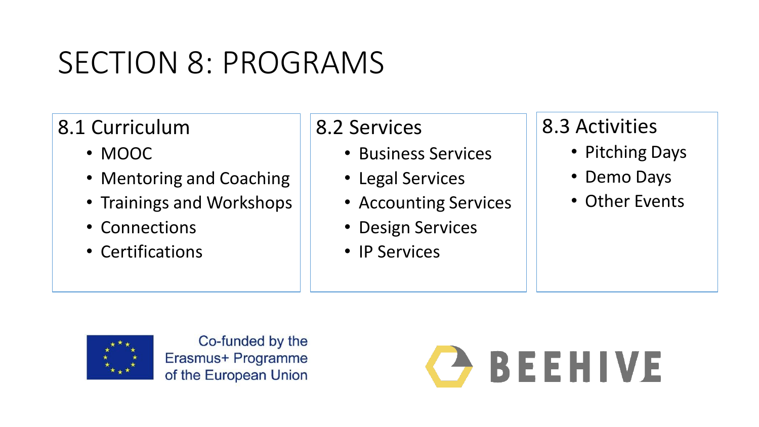# SECTION 8: PROGRAMS

## 8.1 Curriculum

- MOOC
- Mentoring and Coaching
- Trainings and Workshops
- Connections
- Certifications

## 8.2 Services

- Business Services
- Legal Services
- Accounting Services
- Design Services
- IP Services

## 8.3 Activities

- Pitching Days
- Demo Days
- Other Events

Co-funded by the Erasmus+ Programme of the European Union

BEEHIVE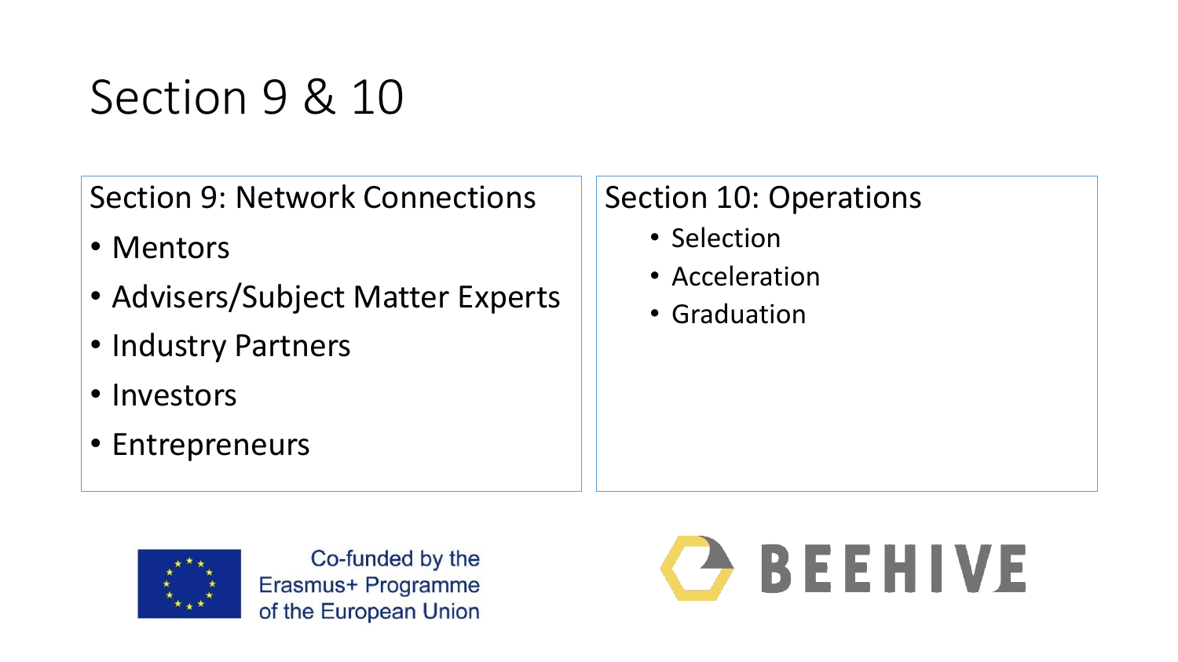# Section 9 & 10

## Section 9: Network Connections

- Mentors
- Advisers/Subject Matter Experts
- Industry Partners
- Investors
- Entrepreneurs

## Section 10: Operations

- Selection
- Acceleration
- Graduation

Co-funded by the Erasmus+ Programme of the European Union

BEEHIVE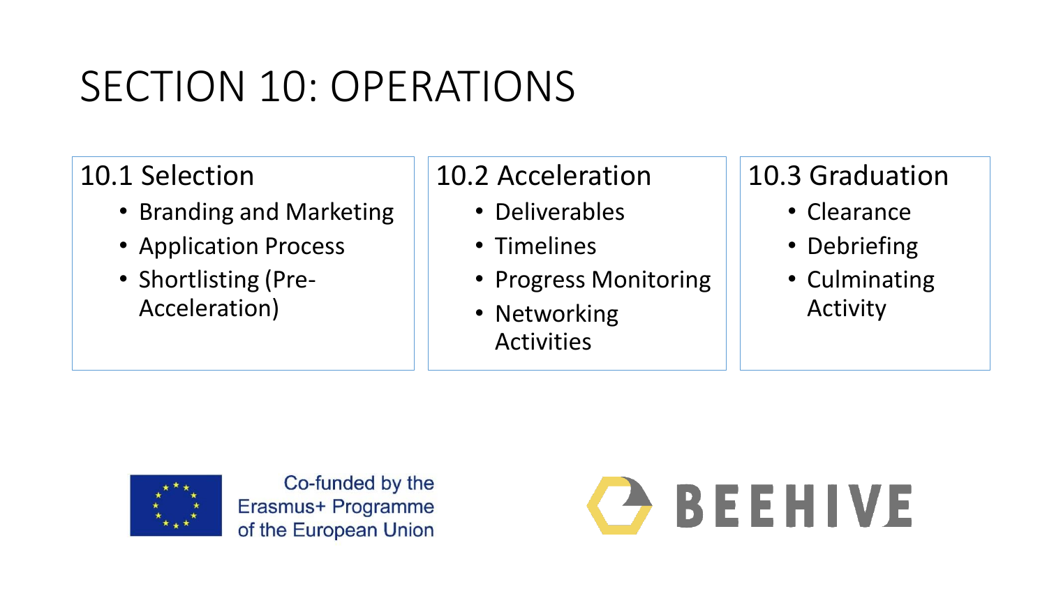# SECTION 10: OPERATIONS

## 10.1 Selection

- Branding and Marketing
- Application Process
- Shortlisting (Pre-Acceleration)

## 10.2 Acceleration

- Deliverables
- Timelines
- Progress Monitoring
- Networking Activities

## 10.3 Graduation

- Clearance
- Debriefing
- Culminating Activity

Co-funded by the Erasmus+ Programme of the European Union

BEEHIVE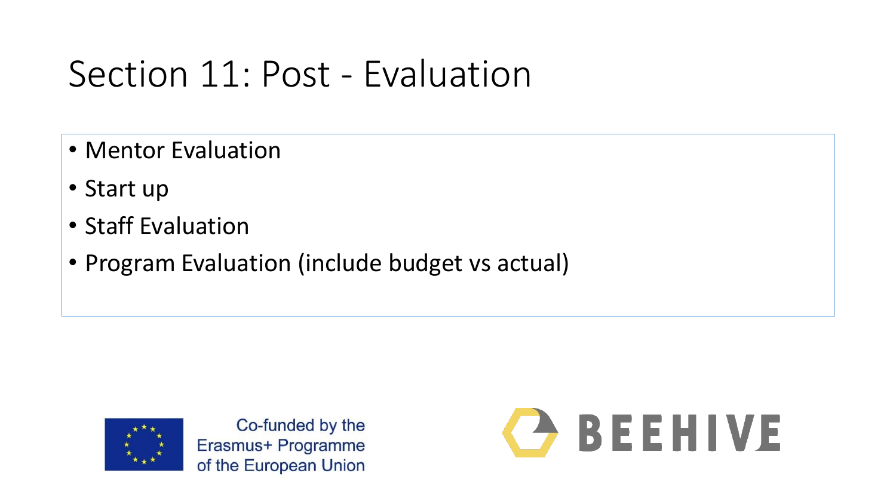# Section 11: Post - Evaluation

- Mentor Evaluation
- Start up
- Staff Evaluation
- Program Evaluation (include budget vs actual)

Co-funded by the Erasmus+ Programme of the European Union

BEEHIVE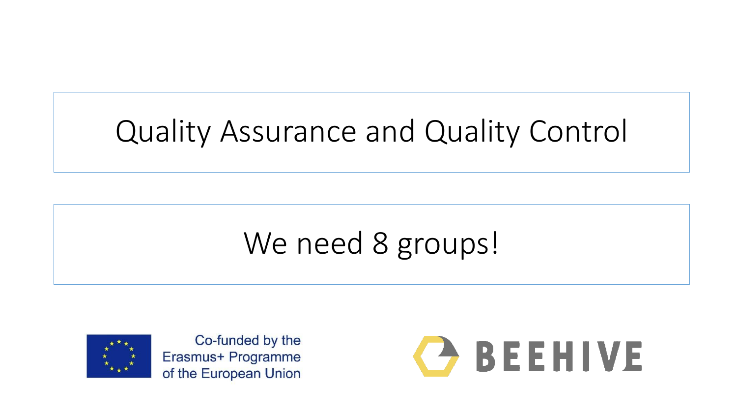# Quality Assurance and Quality Control

We need 8 groups!

Co-funded by the Erasmus+ Programme of the European Union

BEEHIVE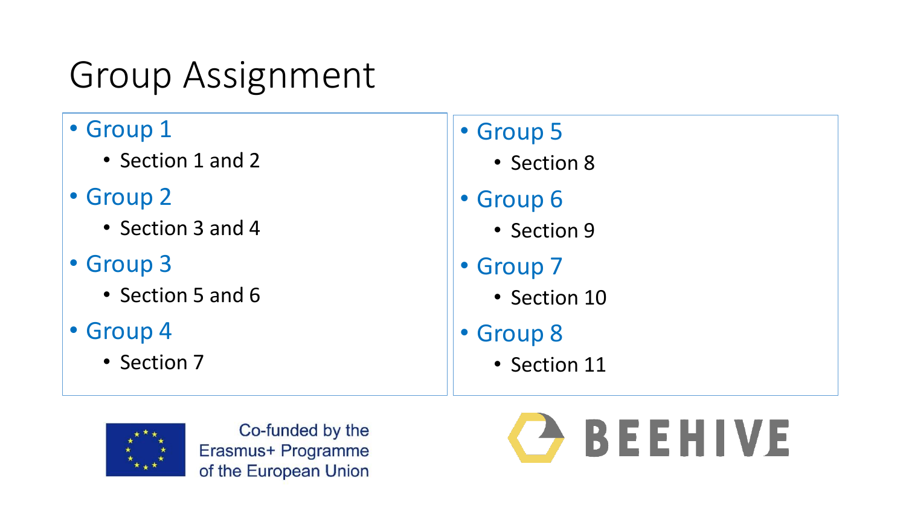# Group Assignment

- Group 1
  - Section 1 and 2
- Group 2
  - Section 3 and 4
- Group 3
  - Section 5 and 6
- Group 4
  - Section 7
- Group 5
  - Section 8
- Group 6
  - Section 9
- Group 7
  - Section 10
- Group 8
  - Section 11

Co-funded by the Erasmus+ Programme of the European Union

BEEHIVE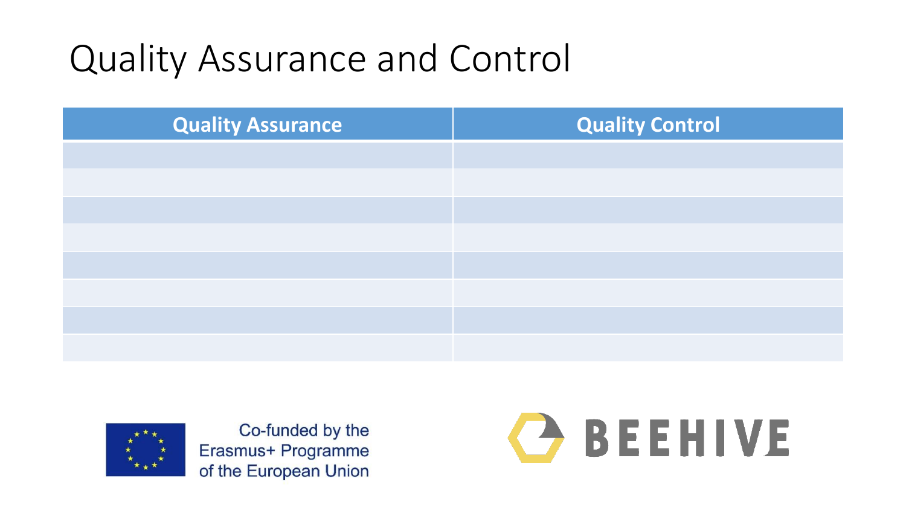# Quality Assurance and Control

| Quality Assurance | Quality Control |
| --- | --- |
| | |
| | |
| | |
| | |
| | |
| | |
| | |
| | |

Co-funded by the Erasmus+ Programme of the European Union

BEEHIVE